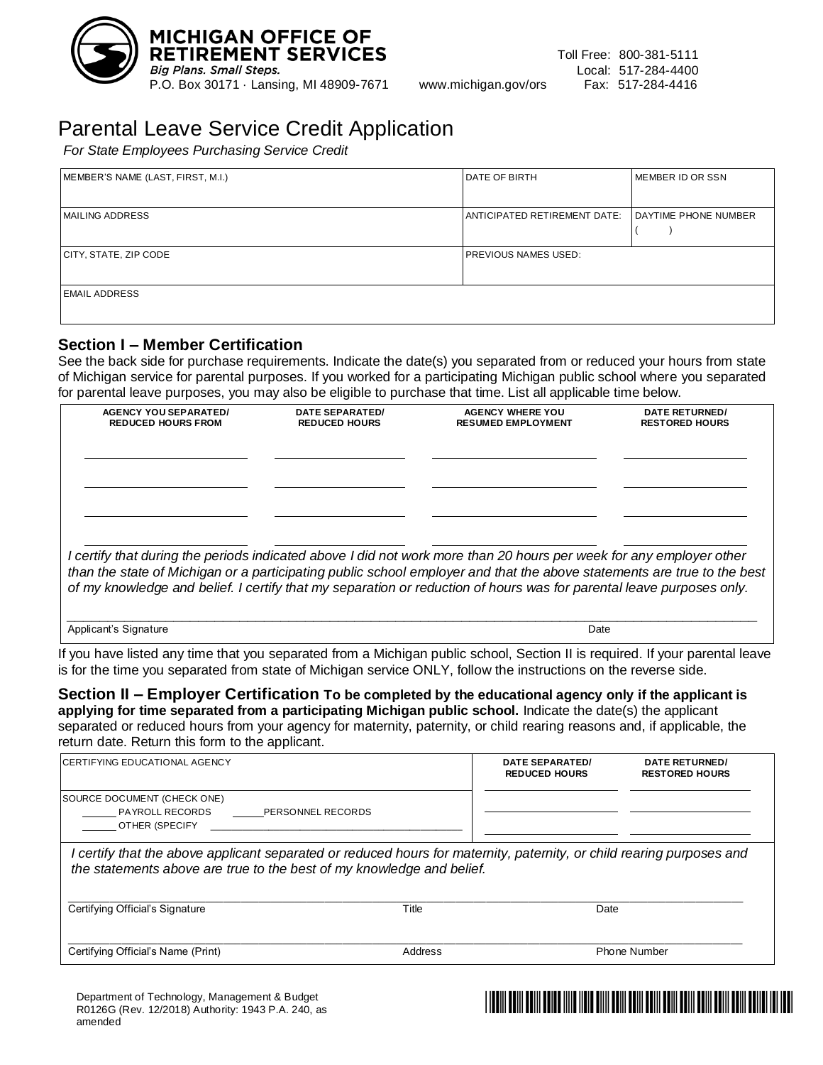**MICHIGAN OFFICE OF RETIREMENT SERVICES**
*Big Plans. Small Steps.*
P.O. Box 30171 · Lansing, MI 48909-7671 www.michigan.gov/ors

Toll Free: 800-381-5111
Local: 517-284-4400
Fax: 517-284-4416

# Parental Leave Service Credit Application

*For State Employees Purchasing Service Credit*

| MEMBER'S NAME (LAST, FIRST, M.I.) | DATE OF BIRTH | MEMBER ID OR SSN |
|---|---|---|
| MAILING ADDRESS | ANTICIPATED RETIREMENT DATE: | DAYTIME PHONE NUMBER ( ) |
| CITY, STATE, ZIP CODE | PREVIOUS NAMES USED: | |
| EMAIL ADDRESS | | |

## Section I – Member Certification

See the back side for purchase requirements. Indicate the date(s) you separated from or reduced your hours from state of Michigan service for parental purposes. If you worked for a participating Michigan public school where you separated for parental leave purposes, you may also be eligible to purchase that time. List all applicable time below.

| AGENCY YOU SEPARATED/ REDUCED HOURS FROM | DATE SEPARATED/ REDUCED HOURS | AGENCY WHERE YOU RESUMED EMPLOYMENT | DATE RETURNED/ RESTORED HOURS |
|---|---|---|---|
| | | | |
| | | | |
| | | | |
| | | | |

*I certify that during the periods indicated above I did not work more than 20 hours per week for any employer other than the state of Michigan or a participating public school employer and that the above statements are true to the best of my knowledge and belief. I certify that my separation or reduction of hours was for parental leave purposes only.*

Applicant's Signature ______________________ Date ______________

If you have listed any time that you separated from a Michigan public school, Section II is required. If your parental leave is for the time you separated from state of Michigan service ONLY, follow the instructions on the reverse side.

## Section II – Employer Certification

**To be completed by the educational agency only if the applicant is applying for time separated from a participating Michigan public school.** Indicate the date(s) the applicant separated or reduced hours from your agency for maternity, paternity, or child rearing reasons and, if applicable, the return date. Return this form to the applicant.

| CERTIFYING EDUCATIONAL AGENCY | DATE SEPARATED/ REDUCED HOURS | DATE RETURNED/ RESTORED HOURS |
|---|---|---|
| | | |
| SOURCE DOCUMENT (CHECK ONE)<br>_____ PAYROLL RECORDS _____ PERSONNEL RECORDS<br>_____ OTHER (SPECIFY ______________________ | | |
| | | |

*I certify that the above applicant separated or reduced hours for maternity, paternity, or child rearing purposes and the statements above are true to the best of my knowledge and belief.*

Certifying Official's Signature ______________ Title ______________ Date ______________

Certifying Official's Name (Print) ______________ Address ______________ Phone Number ______________

Department of Technology, Management & Budget
R0126G (Rev. 12/2018) Authority: 1943 P.A. 240, as amended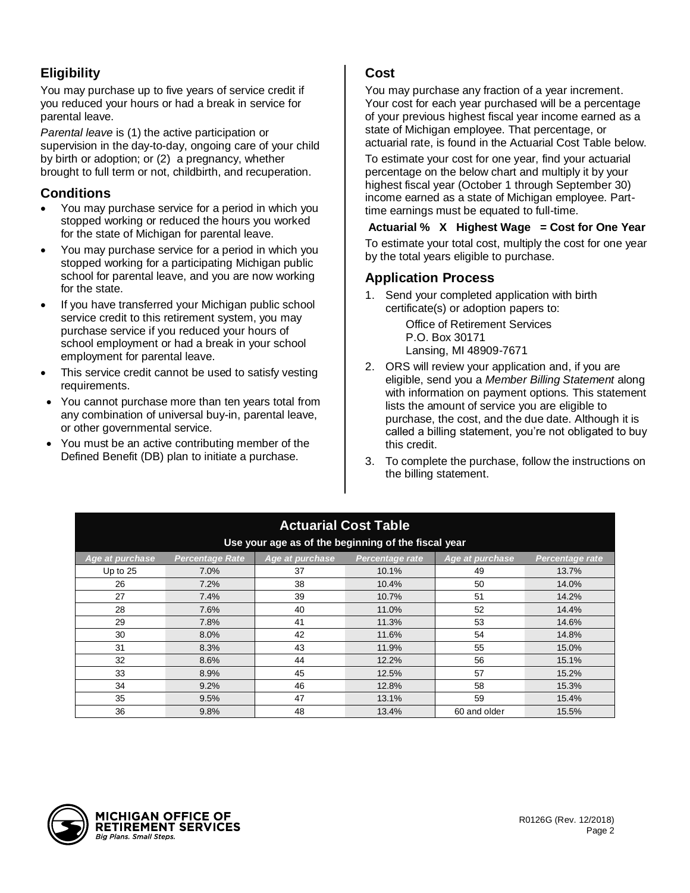## Eligibility

You may purchase up to five years of service credit if you reduced your hours or had a break in service for parental leave.

*Parental leave* is (1) the active participation or supervision in the day-to-day, ongoing care of your child by birth or adoption; or (2) a pregnancy, whether brought to full term or not, childbirth, and recuperation.

## Conditions

- You may purchase service for a period in which you stopped working or reduced the hours you worked for the state of Michigan for parental leave.
- You may purchase service for a period in which you stopped working for a participating Michigan public school for parental leave, and you are now working for the state.
- If you have transferred your Michigan public school service credit to this retirement system, you may purchase service if you reduced your hours of school employment or had a break in your school employment for parental leave.
- This service credit cannot be used to satisfy vesting requirements.
- You cannot purchase more than ten years total from any combination of universal buy-in, parental leave, or other governmental service.
- You must be an active contributing member of the Defined Benefit (DB) plan to initiate a purchase.

## Cost

You may purchase any fraction of a year increment. Your cost for each year purchased will be a percentage of your previous highest fiscal year income earned as a state of Michigan employee. That percentage, or actuarial rate, is found in the Actuarial Cost Table below.

To estimate your cost for one year, find your actuarial percentage on the below chart and multiply it by your highest fiscal year (October 1 through September 30) income earned as a state of Michigan employee. Part-time earnings must be equated to full-time.

**Actuarial % X Highest Wage = Cost for One Year**

To estimate your total cost, multiply the cost for one year by the total years eligible to purchase.

## Application Process

1. Send your completed application with birth certificate(s) or adoption papers to:

   Office of Retirement Services
   P.O. Box 30171
   Lansing, MI 48909-7671

2. ORS will review your application and, if you are eligible, send you a *Member Billing Statement* along with information on payment options. This statement lists the amount of service you are eligible to purchase, the cost, and the due date. Although it is called a billing statement, you're not obligated to buy this credit.
3. To complete the purchase, follow the instructions on the billing statement.

**Actuarial Cost Table**

**Use your age as of the beginning of the fiscal year**

| *Age at purchase* | *Percentage Rate* | *Age at purchase* | *Percentage rate* | *Age at purchase* | *Percentage rate* |
|---|---|---|---|---|---|
| Up to 25 | 7.0% | 37 | 10.1% | 49 | 13.7% |
| 26 | 7.2% | 38 | 10.4% | 50 | 14.0% |
| 27 | 7.4% | 39 | 10.7% | 51 | 14.2% |
| 28 | 7.6% | 40 | 11.0% | 52 | 14.4% |
| 29 | 7.8% | 41 | 11.3% | 53 | 14.6% |
| 30 | 8.0% | 42 | 11.6% | 54 | 14.8% |
| 31 | 8.3% | 43 | 11.9% | 55 | 15.0% |
| 32 | 8.6% | 44 | 12.2% | 56 | 15.1% |
| 33 | 8.9% | 45 | 12.5% | 57 | 15.2% |
| 34 | 9.2% | 46 | 12.8% | 58 | 15.3% |
| 35 | 9.5% | 47 | 13.1% | 59 | 15.4% |
| 36 | 9.8% | 48 | 13.4% | 60 and older | 15.5% |

MICHIGAN OFFICE OF RETIREMENT SERVICES
*Big Plans. Small Steps.*

R0126G (Rev. 12/2018)